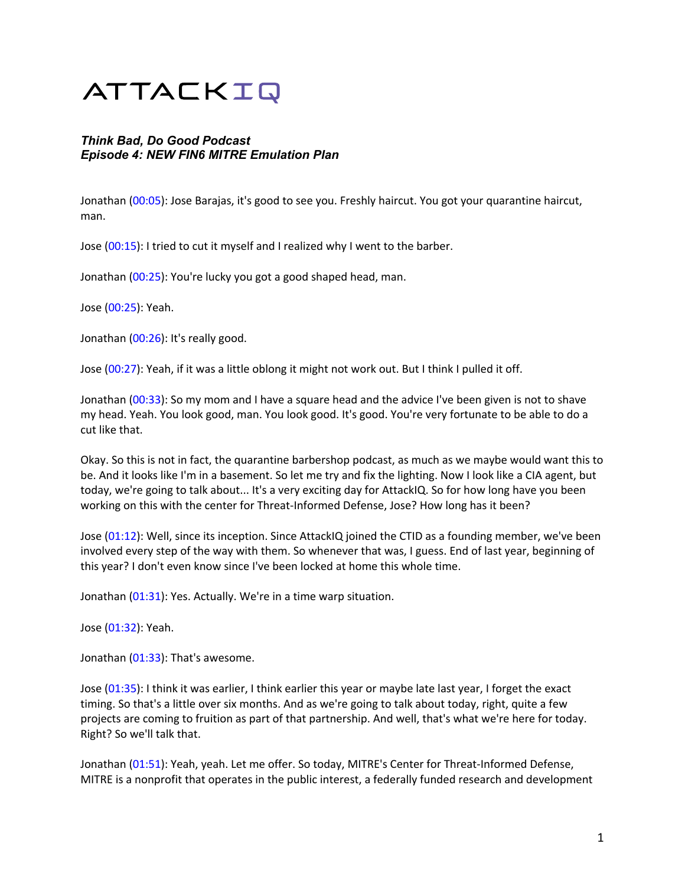ATTACKIQ

***Think Bad, Do Good Podcast***
***Episode 4: NEW FIN6 MITRE Emulation Plan***

Jonathan (00:05): Jose Barajas, it's good to see you. Freshly haircut. You got your quarantine haircut, man.

Jose (00:15): I tried to cut it myself and I realized why I went to the barber.

Jonathan (00:25): You're lucky you got a good shaped head, man.

Jose (00:25): Yeah.

Jonathan (00:26): It's really good.

Jose (00:27): Yeah, if it was a little oblong it might not work out. But I think I pulled it off.

Jonathan (00:33): So my mom and I have a square head and the advice I've been given is not to shave my head. Yeah. You look good, man. You look good. It's good. You're very fortunate to be able to do a cut like that.

Okay. So this is not in fact, the quarantine barbershop podcast, as much as we maybe would want this to be. And it looks like I'm in a basement. So let me try and fix the lighting. Now I look like a CIA agent, but today, we're going to talk about... It's a very exciting day for AttackIQ. So for how long have you been working on this with the center for Threat-Informed Defense, Jose? How long has it been?

Jose (01:12): Well, since its inception. Since AttackIQ joined the CTID as a founding member, we've been involved every step of the way with them. So whenever that was, I guess. End of last year, beginning of this year? I don't even know since I've been locked at home this whole time.

Jonathan (01:31): Yes. Actually. We're in a time warp situation.

Jose (01:32): Yeah.

Jonathan (01:33): That's awesome.

Jose (01:35): I think it was earlier, I think earlier this year or maybe late last year, I forget the exact timing. So that's a little over six months. And as we're going to talk about today, right, quite a few projects are coming to fruition as part of that partnership. And well, that's what we're here for today. Right? So we'll talk that.

Jonathan (01:51): Yeah, yeah. Let me offer. So today, MITRE's Center for Threat-Informed Defense, MITRE is a nonprofit that operates in the public interest, a federally funded research and development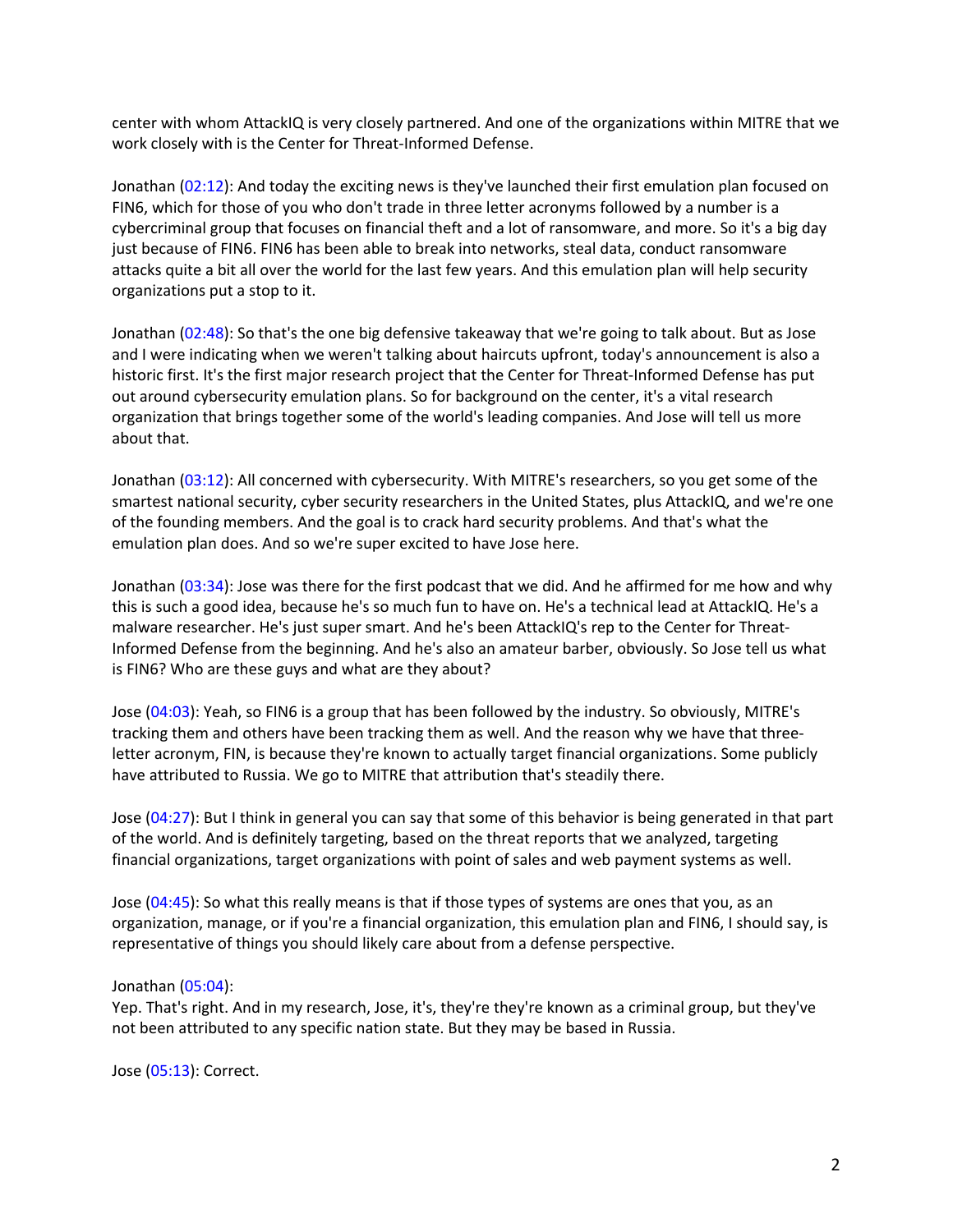center with whom AttackIQ is very closely partnered. And one of the organizations within MITRE that we work closely with is the Center for Threat-Informed Defense.

Jonathan (02:12): And today the exciting news is they've launched their first emulation plan focused on FIN6, which for those of you who don't trade in three letter acronyms followed by a number is a cybercriminal group that focuses on financial theft and a lot of ransomware, and more. So it's a big day just because of FIN6. FIN6 has been able to break into networks, steal data, conduct ransomware attacks quite a bit all over the world for the last few years. And this emulation plan will help security organizations put a stop to it.

Jonathan (02:48): So that's the one big defensive takeaway that we're going to talk about. But as Jose and I were indicating when we weren't talking about haircuts upfront, today's announcement is also a historic first. It's the first major research project that the Center for Threat-Informed Defense has put out around cybersecurity emulation plans. So for background on the center, it's a vital research organization that brings together some of the world's leading companies. And Jose will tell us more about that.

Jonathan (03:12): All concerned with cybersecurity. With MITRE's researchers, so you get some of the smartest national security, cyber security researchers in the United States, plus AttackIQ, and we're one of the founding members. And the goal is to crack hard security problems. And that's what the emulation plan does. And so we're super excited to have Jose here.

Jonathan (03:34): Jose was there for the first podcast that we did. And he affirmed for me how and why this is such a good idea, because he's so much fun to have on. He's a technical lead at AttackIQ. He's a malware researcher. He's just super smart. And he's been AttackIQ's rep to the Center for Threat-Informed Defense from the beginning. And he's also an amateur barber, obviously. So Jose tell us what is FIN6? Who are these guys and what are they about?

Jose (04:03): Yeah, so FIN6 is a group that has been followed by the industry. So obviously, MITRE's tracking them and others have been tracking them as well. And the reason why we have that three-letter acronym, FIN, is because they're known to actually target financial organizations. Some publicly have attributed to Russia. We go to MITRE that attribution that's steadily there.

Jose (04:27): But I think in general you can say that some of this behavior is being generated in that part of the world. And is definitely targeting, based on the threat reports that we analyzed, targeting financial organizations, target organizations with point of sales and web payment systems as well.

Jose (04:45): So what this really means is that if those types of systems are ones that you, as an organization, manage, or if you're a financial organization, this emulation plan and FIN6, I should say, is representative of things you should likely care about from a defense perspective.

Jonathan (05:04):
Yep. That's right. And in my research, Jose, it's, they're they're known as a criminal group, but they've not been attributed to any specific nation state. But they may be based in Russia.

Jose (05:13): Correct.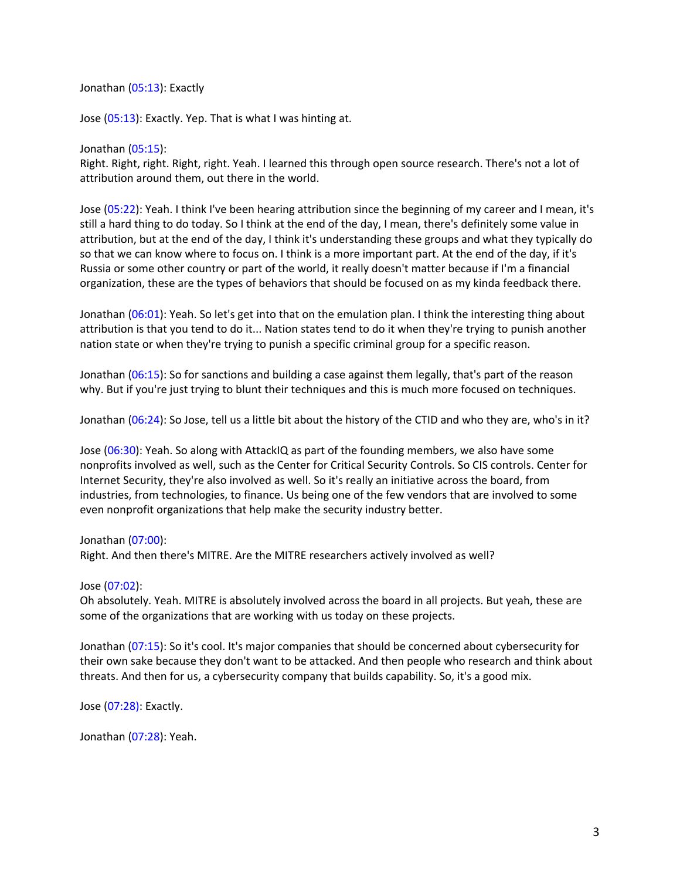Jonathan (05:13): Exactly

Jose (05:13): Exactly. Yep. That is what I was hinting at.

Jonathan (05:15):
Right. Right, right. Right, right. Yeah. I learned this through open source research. There's not a lot of attribution around them, out there in the world.

Jose (05:22): Yeah. I think I've been hearing attribution since the beginning of my career and I mean, it's still a hard thing to do today. So I think at the end of the day, I mean, there's definitely some value in attribution, but at the end of the day, I think it's understanding these groups and what they typically do so that we can know where to focus on. I think is a more important part. At the end of the day, if it's Russia or some other country or part of the world, it really doesn't matter because if I'm a financial organization, these are the types of behaviors that should be focused on as my kinda feedback there.

Jonathan (06:01): Yeah. So let's get into that on the emulation plan. I think the interesting thing about attribution is that you tend to do it... Nation states tend to do it when they're trying to punish another nation state or when they're trying to punish a specific criminal group for a specific reason.

Jonathan (06:15): So for sanctions and building a case against them legally, that's part of the reason why. But if you're just trying to blunt their techniques and this is much more focused on techniques.

Jonathan (06:24): So Jose, tell us a little bit about the history of the CTID and who they are, who's in it?

Jose (06:30): Yeah. So along with AttackIQ as part of the founding members, we also have some nonprofits involved as well, such as the Center for Critical Security Controls. So CIS controls. Center for Internet Security, they're also involved as well. So it's really an initiative across the board, from industries, from technologies, to finance. Us being one of the few vendors that are involved to some even nonprofit organizations that help make the security industry better.

Jonathan (07:00):
Right. And then there's MITRE. Are the MITRE researchers actively involved as well?

Jose (07:02):
Oh absolutely. Yeah. MITRE is absolutely involved across the board in all projects. But yeah, these are some of the organizations that are working with us today on these projects.

Jonathan (07:15): So it's cool. It's major companies that should be concerned about cybersecurity for their own sake because they don't want to be attacked. And then people who research and think about threats. And then for us, a cybersecurity company that builds capability. So, it's a good mix.

Jose (07:28): Exactly.

Jonathan (07:28): Yeah.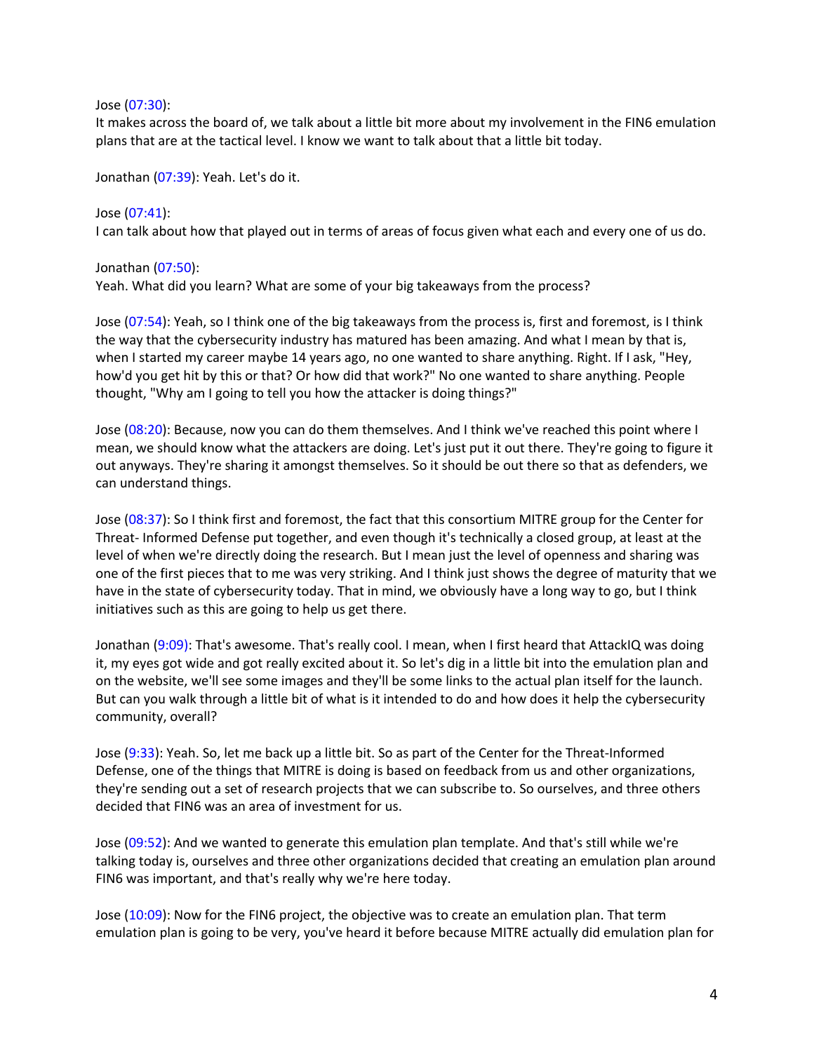Jose (07:30):
It makes across the board of, we talk about a little bit more about my involvement in the FIN6 emulation plans that are at the tactical level. I know we want to talk about that a little bit today.

Jonathan (07:39): Yeah. Let's do it.

Jose (07:41):
I can talk about how that played out in terms of areas of focus given what each and every one of us do.

Jonathan (07:50):
Yeah. What did you learn? What are some of your big takeaways from the process?

Jose (07:54): Yeah, so I think one of the big takeaways from the process is, first and foremost, is I think the way that the cybersecurity industry has matured has been amazing. And what I mean by that is, when I started my career maybe 14 years ago, no one wanted to share anything. Right. If I ask, "Hey, how'd you get hit by this or that? Or how did that work?" No one wanted to share anything. People thought, "Why am I going to tell you how the attacker is doing things?"

Jose (08:20): Because, now you can do them themselves. And I think we've reached this point where I mean, we should know what the attackers are doing. Let's just put it out there. They're going to figure it out anyways. They're sharing it amongst themselves. So it should be out there so that as defenders, we can understand things.

Jose (08:37): So I think first and foremost, the fact that this consortium MITRE group for the Center for Threat- Informed Defense put together, and even though it's technically a closed group, at least at the level of when we're directly doing the research. But I mean just the level of openness and sharing was one of the first pieces that to me was very striking. And I think just shows the degree of maturity that we have in the state of cybersecurity today. That in mind, we obviously have a long way to go, but I think initiatives such as this are going to help us get there.

Jonathan (9:09): That's awesome. That's really cool. I mean, when I first heard that AttackIQ was doing it, my eyes got wide and got really excited about it. So let's dig in a little bit into the emulation plan and on the website, we'll see some images and they'll be some links to the actual plan itself for the launch. But can you walk through a little bit of what is it intended to do and how does it help the cybersecurity community, overall?

Jose (9:33): Yeah. So, let me back up a little bit. So as part of the Center for the Threat-Informed Defense, one of the things that MITRE is doing is based on feedback from us and other organizations, they're sending out a set of research projects that we can subscribe to. So ourselves, and three others decided that FIN6 was an area of investment for us.

Jose (09:52): And we wanted to generate this emulation plan template. And that's still while we're talking today is, ourselves and three other organizations decided that creating an emulation plan around FIN6 was important, and that's really why we're here today.

Jose (10:09): Now for the FIN6 project, the objective was to create an emulation plan. That term emulation plan is going to be very, you've heard it before because MITRE actually did emulation plan for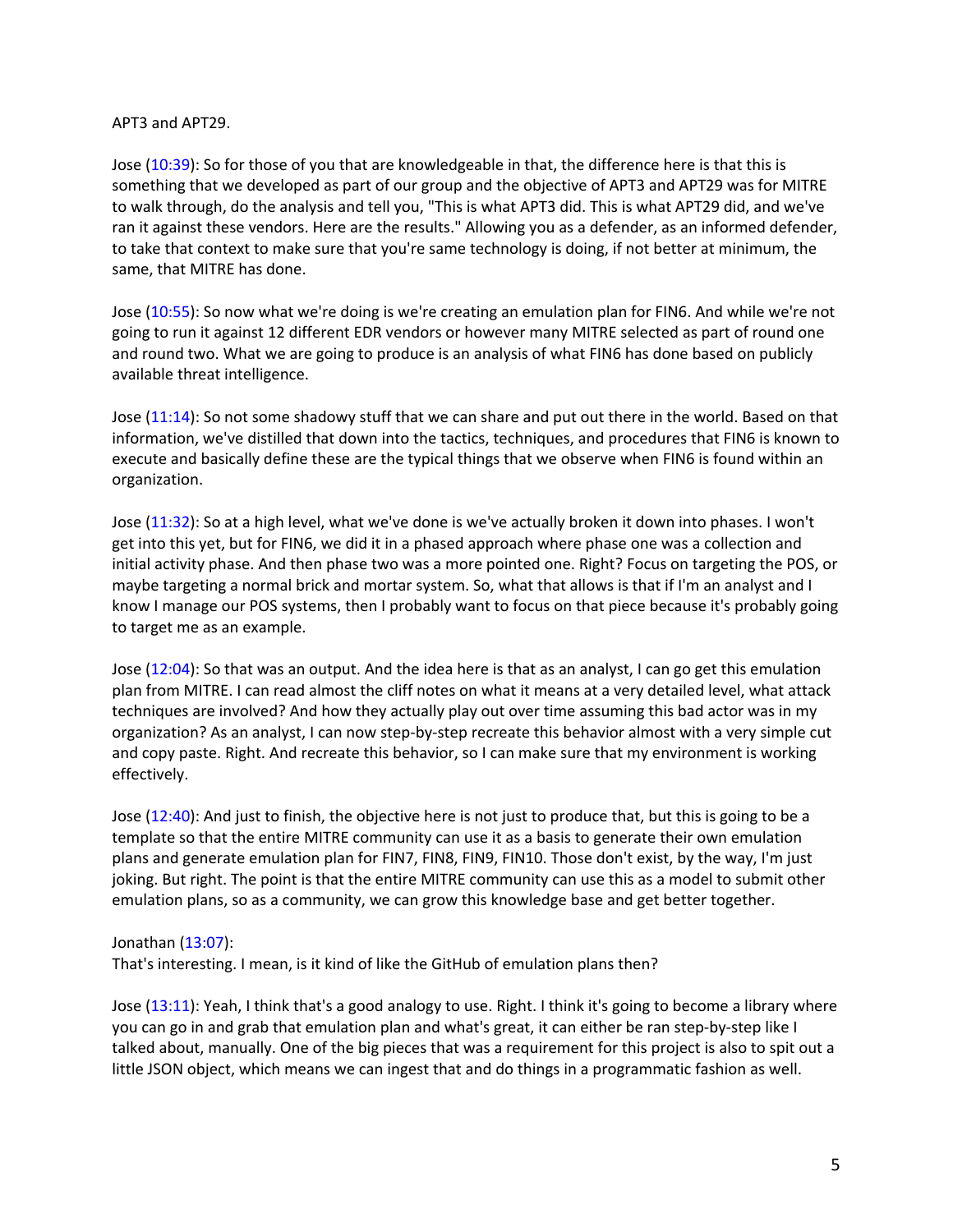APT3 and APT29.

Jose (10:39): So for those of you that are knowledgeable in that, the difference here is that this is something that we developed as part of our group and the objective of APT3 and APT29 was for MITRE to walk through, do the analysis and tell you, "This is what APT3 did. This is what APT29 did, and we've ran it against these vendors. Here are the results." Allowing you as a defender, as an informed defender, to take that context to make sure that you're same technology is doing, if not better at minimum, the same, that MITRE has done.

Jose (10:55): So now what we're doing is we're creating an emulation plan for FIN6. And while we're not going to run it against 12 different EDR vendors or however many MITRE selected as part of round one and round two. What we are going to produce is an analysis of what FIN6 has done based on publicly available threat intelligence.

Jose (11:14): So not some shadowy stuff that we can share and put out there in the world. Based on that information, we've distilled that down into the tactics, techniques, and procedures that FIN6 is known to execute and basically define these are the typical things that we observe when FIN6 is found within an organization.

Jose (11:32): So at a high level, what we've done is we've actually broken it down into phases. I won't get into this yet, but for FIN6, we did it in a phased approach where phase one was a collection and initial activity phase. And then phase two was a more pointed one. Right? Focus on targeting the POS, or maybe targeting a normal brick and mortar system. So, what that allows is that if I'm an analyst and I know I manage our POS systems, then I probably want to focus on that piece because it's probably going to target me as an example.

Jose (12:04): So that was an output. And the idea here is that as an analyst, I can go get this emulation plan from MITRE. I can read almost the cliff notes on what it means at a very detailed level, what attack techniques are involved? And how they actually play out over time assuming this bad actor was in my organization? As an analyst, I can now step-by-step recreate this behavior almost with a very simple cut and copy paste. Right. And recreate this behavior, so I can make sure that my environment is working effectively.

Jose (12:40): And just to finish, the objective here is not just to produce that, but this is going to be a template so that the entire MITRE community can use it as a basis to generate their own emulation plans and generate emulation plan for FIN7, FIN8, FIN9, FIN10. Those don't exist, by the way, I'm just joking. But right. The point is that the entire MITRE community can use this as a model to submit other emulation plans, so as a community, we can grow this knowledge base and get better together.

Jonathan (13:07):
That's interesting. I mean, is it kind of like the GitHub of emulation plans then?

Jose (13:11): Yeah, I think that's a good analogy to use. Right. I think it's going to become a library where you can go in and grab that emulation plan and what's great, it can either be ran step-by-step like I talked about, manually. One of the big pieces that was a requirement for this project is also to spit out a little JSON object, which means we can ingest that and do things in a programmatic fashion as well.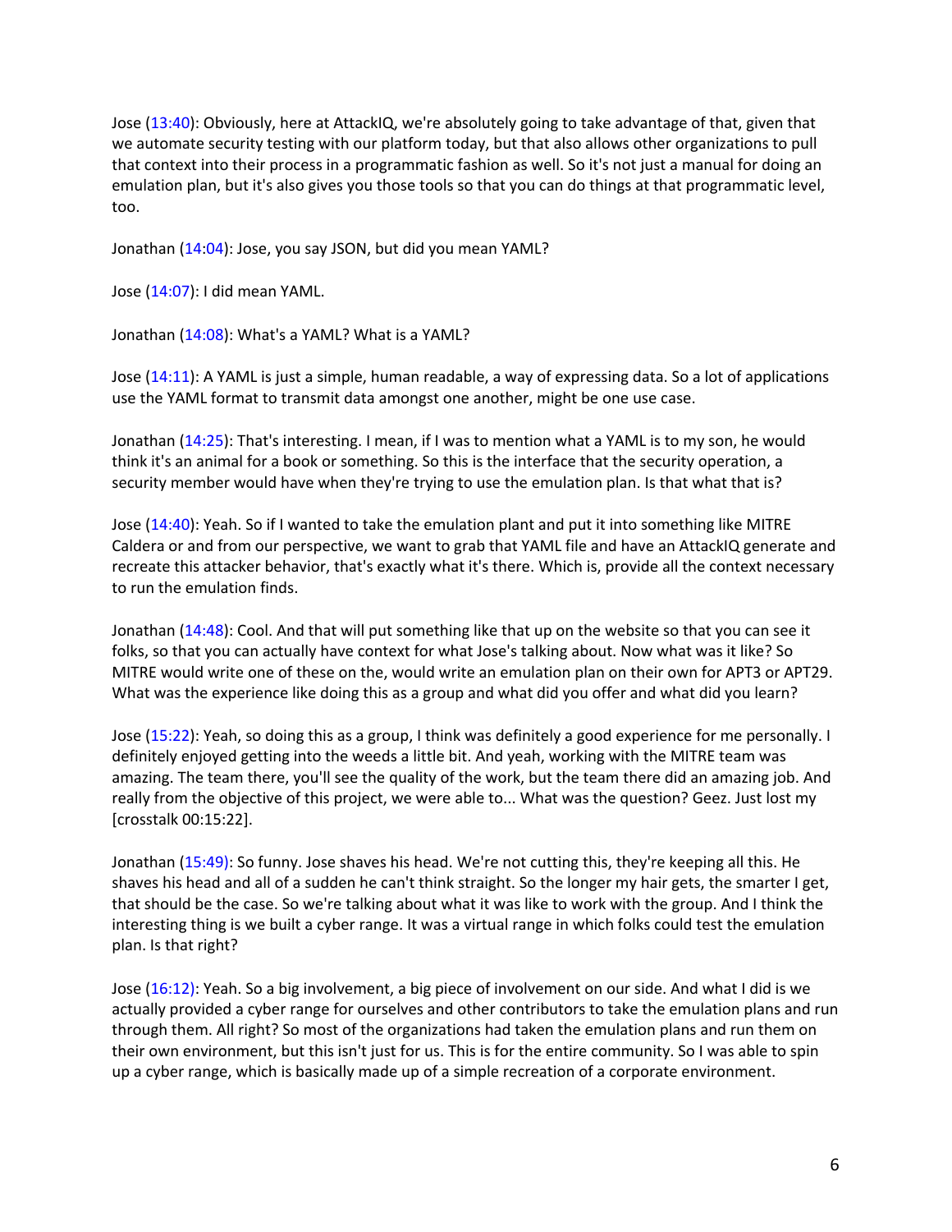Jose (13:40): Obviously, here at AttackIQ, we're absolutely going to take advantage of that, given that we automate security testing with our platform today, but that also allows other organizations to pull that context into their process in a programmatic fashion as well. So it's not just a manual for doing an emulation plan, but it's also gives you those tools so that you can do things at that programmatic level, too.

Jonathan (14:04): Jose, you say JSON, but did you mean YAML?

Jose (14:07): I did mean YAML.

Jonathan (14:08): What's a YAML? What is a YAML?

Jose (14:11): A YAML is just a simple, human readable, a way of expressing data. So a lot of applications use the YAML format to transmit data amongst one another, might be one use case.

Jonathan (14:25): That's interesting. I mean, if I was to mention what a YAML is to my son, he would think it's an animal for a book or something. So this is the interface that the security operation, a security member would have when they're trying to use the emulation plan. Is that what that is?

Jose (14:40): Yeah. So if I wanted to take the emulation plant and put it into something like MITRE Caldera or and from our perspective, we want to grab that YAML file and have an AttackIQ generate and recreate this attacker behavior, that's exactly what it's there. Which is, provide all the context necessary to run the emulation finds.

Jonathan (14:48): Cool. And that will put something like that up on the website so that you can see it folks, so that you can actually have context for what Jose's talking about. Now what was it like? So MITRE would write one of these on the, would write an emulation plan on their own for APT3 or APT29. What was the experience like doing this as a group and what did you offer and what did you learn?

Jose (15:22): Yeah, so doing this as a group, I think was definitely a good experience for me personally. I definitely enjoyed getting into the weeds a little bit. And yeah, working with the MITRE team was amazing. The team there, you'll see the quality of the work, but the team there did an amazing job. And really from the objective of this project, we were able to... What was the question? Geez. Just lost my [crosstalk 00:15:22].

Jonathan (15:49): So funny. Jose shaves his head. We're not cutting this, they're keeping all this. He shaves his head and all of a sudden he can't think straight. So the longer my hair gets, the smarter I get, that should be the case. So we're talking about what it was like to work with the group. And I think the interesting thing is we built a cyber range. It was a virtual range in which folks could test the emulation plan. Is that right?

Jose (16:12): Yeah. So a big involvement, a big piece of involvement on our side. And what I did is we actually provided a cyber range for ourselves and other contributors to take the emulation plans and run through them. All right? So most of the organizations had taken the emulation plans and run them on their own environment, but this isn't just for us. This is for the entire community. So I was able to spin up a cyber range, which is basically made up of a simple recreation of a corporate environment.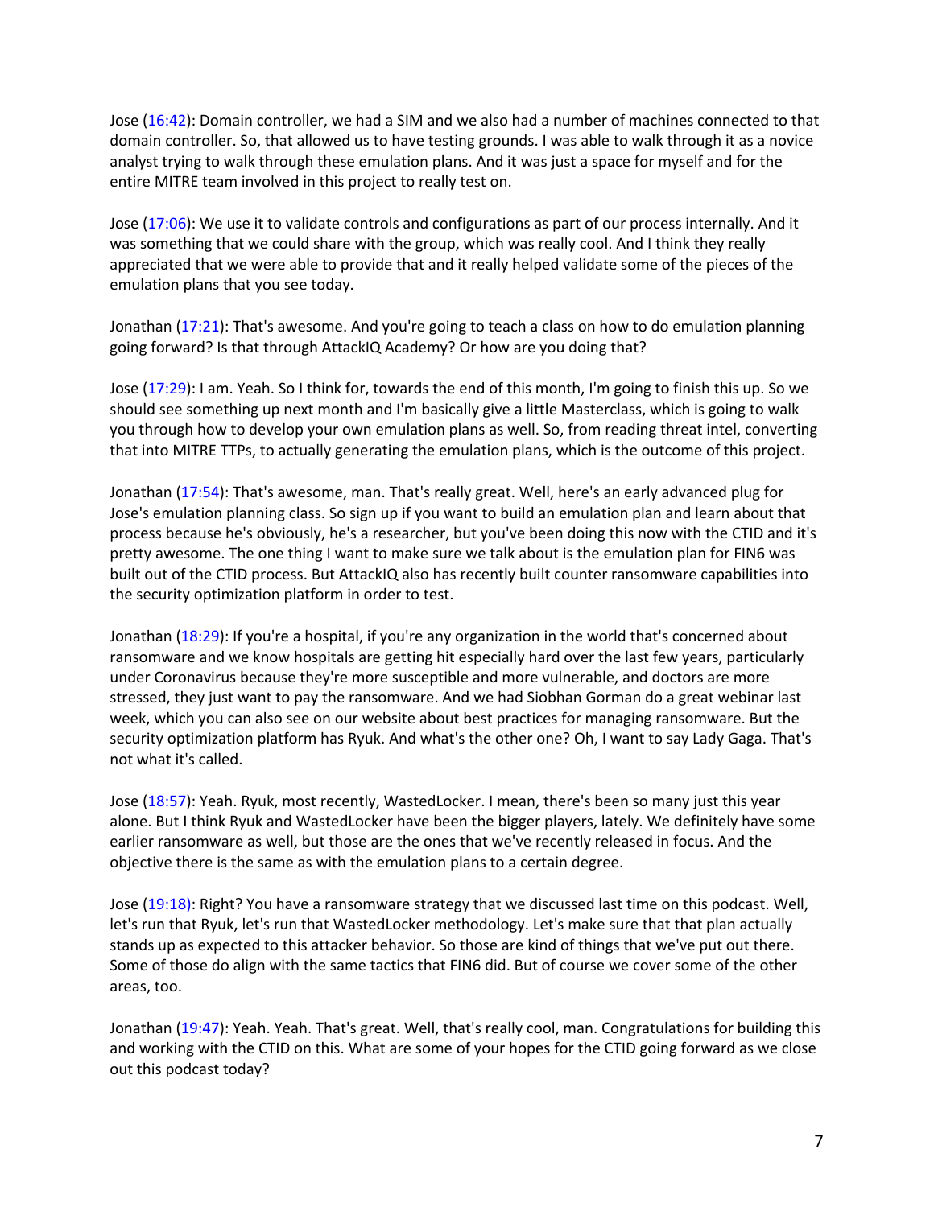Jose (16:42): Domain controller, we had a SIM and we also had a number of machines connected to that domain controller. So, that allowed us to have testing grounds. I was able to walk through it as a novice analyst trying to walk through these emulation plans. And it was just a space for myself and for the entire MITRE team involved in this project to really test on.

Jose (17:06): We use it to validate controls and configurations as part of our process internally. And it was something that we could share with the group, which was really cool. And I think they really appreciated that we were able to provide that and it really helped validate some of the pieces of the emulation plans that you see today.

Jonathan (17:21): That's awesome. And you're going to teach a class on how to do emulation planning going forward? Is that through AttackIQ Academy? Or how are you doing that?

Jose (17:29): I am. Yeah. So I think for, towards the end of this month, I'm going to finish this up. So we should see something up next month and I'm basically give a little Masterclass, which is going to walk you through how to develop your own emulation plans as well. So, from reading threat intel, converting that into MITRE TTPs, to actually generating the emulation plans, which is the outcome of this project.

Jonathan (17:54): That's awesome, man. That's really great. Well, here's an early advanced plug for Jose's emulation planning class. So sign up if you want to build an emulation plan and learn about that process because he's obviously, he's a researcher, but you've been doing this now with the CTID and it's pretty awesome. The one thing I want to make sure we talk about is the emulation plan for FIN6 was built out of the CTID process. But AttackIQ also has recently built counter ransomware capabilities into the security optimization platform in order to test.

Jonathan (18:29): If you're a hospital, if you're any organization in the world that's concerned about ransomware and we know hospitals are getting hit especially hard over the last few years, particularly under Coronavirus because they're more susceptible and more vulnerable, and doctors are more stressed, they just want to pay the ransomware. And we had Siobhan Gorman do a great webinar last week, which you can also see on our website about best practices for managing ransomware. But the security optimization platform has Ryuk. And what's the other one? Oh, I want to say Lady Gaga. That's not what it's called.

Jose (18:57): Yeah. Ryuk, most recently, WastedLocker. I mean, there's been so many just this year alone. But I think Ryuk and WastedLocker have been the bigger players, lately. We definitely have some earlier ransomware as well, but those are the ones that we've recently released in focus. And the objective there is the same as with the emulation plans to a certain degree.

Jose (19:18): Right? You have a ransomware strategy that we discussed last time on this podcast. Well, let's run that Ryuk, let's run that WastedLocker methodology. Let's make sure that that plan actually stands up as expected to this attacker behavior. So those are kind of things that we've put out there. Some of those do align with the same tactics that FIN6 did. But of course we cover some of the other areas, too.

Jonathan (19:47): Yeah. Yeah. That's great. Well, that's really cool, man. Congratulations for building this and working with the CTID on this. What are some of your hopes for the CTID going forward as we close out this podcast today?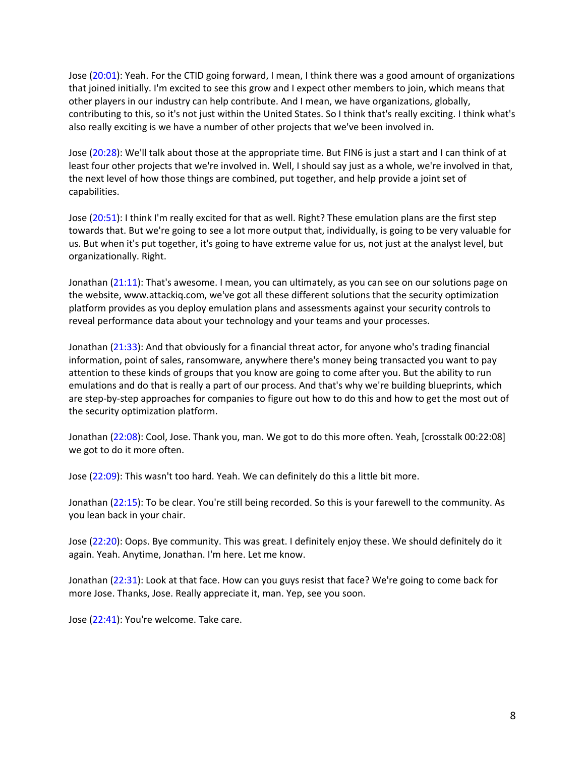Jose (20:01): Yeah. For the CTID going forward, I mean, I think there was a good amount of organizations that joined initially. I'm excited to see this grow and I expect other members to join, which means that other players in our industry can help contribute. And I mean, we have organizations, globally, contributing to this, so it's not just within the United States. So I think that's really exciting. I think what's also really exciting is we have a number of other projects that we've been involved in.

Jose (20:28): We'll talk about those at the appropriate time. But FIN6 is just a start and I can think of at least four other projects that we're involved in. Well, I should say just as a whole, we're involved in that, the next level of how those things are combined, put together, and help provide a joint set of capabilities.

Jose (20:51): I think I'm really excited for that as well. Right? These emulation plans are the first step towards that. But we're going to see a lot more output that, individually, is going to be very valuable for us. But when it's put together, it's going to have extreme value for us, not just at the analyst level, but organizationally. Right.

Jonathan (21:11): That's awesome. I mean, you can ultimately, as you can see on our solutions page on the website, www.attackiq.com, we've got all these different solutions that the security optimization platform provides as you deploy emulation plans and assessments against your security controls to reveal performance data about your technology and your teams and your processes.

Jonathan (21:33): And that obviously for a financial threat actor, for anyone who's trading financial information, point of sales, ransomware, anywhere there's money being transacted you want to pay attention to these kinds of groups that you know are going to come after you. But the ability to run emulations and do that is really a part of our process. And that's why we're building blueprints, which are step-by-step approaches for companies to figure out how to do this and how to get the most out of the security optimization platform.

Jonathan (22:08): Cool, Jose. Thank you, man. We got to do this more often. Yeah, [crosstalk 00:22:08] we got to do it more often.

Jose (22:09): This wasn't too hard. Yeah. We can definitely do this a little bit more.

Jonathan (22:15): To be clear. You're still being recorded. So this is your farewell to the community. As you lean back in your chair.

Jose (22:20): Oops. Bye community. This was great. I definitely enjoy these. We should definitely do it again. Yeah. Anytime, Jonathan. I'm here. Let me know.

Jonathan (22:31): Look at that face. How can you guys resist that face? We're going to come back for more Jose. Thanks, Jose. Really appreciate it, man. Yep, see you soon.

Jose (22:41): You're welcome. Take care.